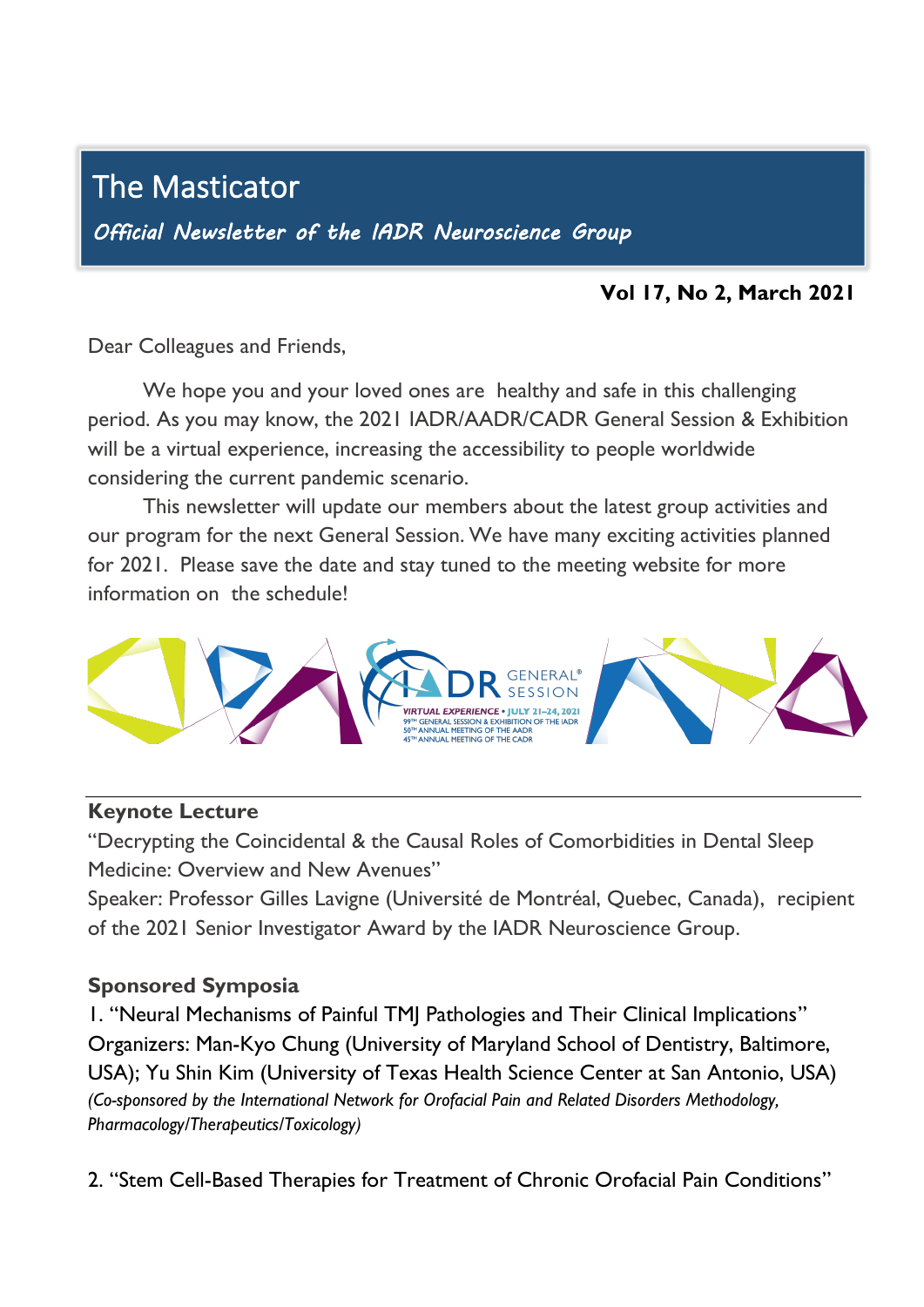# The Masticator

*Official Newsletter of the IADR Neuroscience Group*

**Vol 17, No 2, March 2021**

Dear Colleagues and Friends,

We hope you and your loved ones are healthy and safe in this challenging period. As you may know, the 2021 IADR/AADR/CADR General Session & Exhibition will be a virtual experience, increasing the accessibility to people worldwide considering the current pandemic scenario.

This newsletter will update our members about the latest group activities and our program for the next General Session. We have many exciting activities planned for 2021. Please save the date and stay tuned to the meeting website for more information on the schedule!

---

**Keynote Lecture**

"Decrypting the Coincidental & the Causal Roles of Comorbidities in Dental Sleep Medicine: Overview and New Avenues"

Speaker: Professor Gilles Lavigne (Université de Montréal, Quebec, Canada), recipient of the 2021 Senior Investigator Award by the IADR Neuroscience Group.

**Sponsored Symposia**

1. "Neural Mechanisms of Painful TMJ Pathologies and Their Clinical Implications"
Organizers: Man-Kyo Chung (University of Maryland School of Dentistry, Baltimore, USA); Yu Shin Kim (University of Texas Health Science Center at San Antonio, USA)
*(Co-sponsored by the International Network for Orofacial Pain and Related Disorders Methodology, Pharmacology/Therapeutics/Toxicology)*

2. "Stem Cell-Based Therapies for Treatment of Chronic Orofacial Pain Conditions"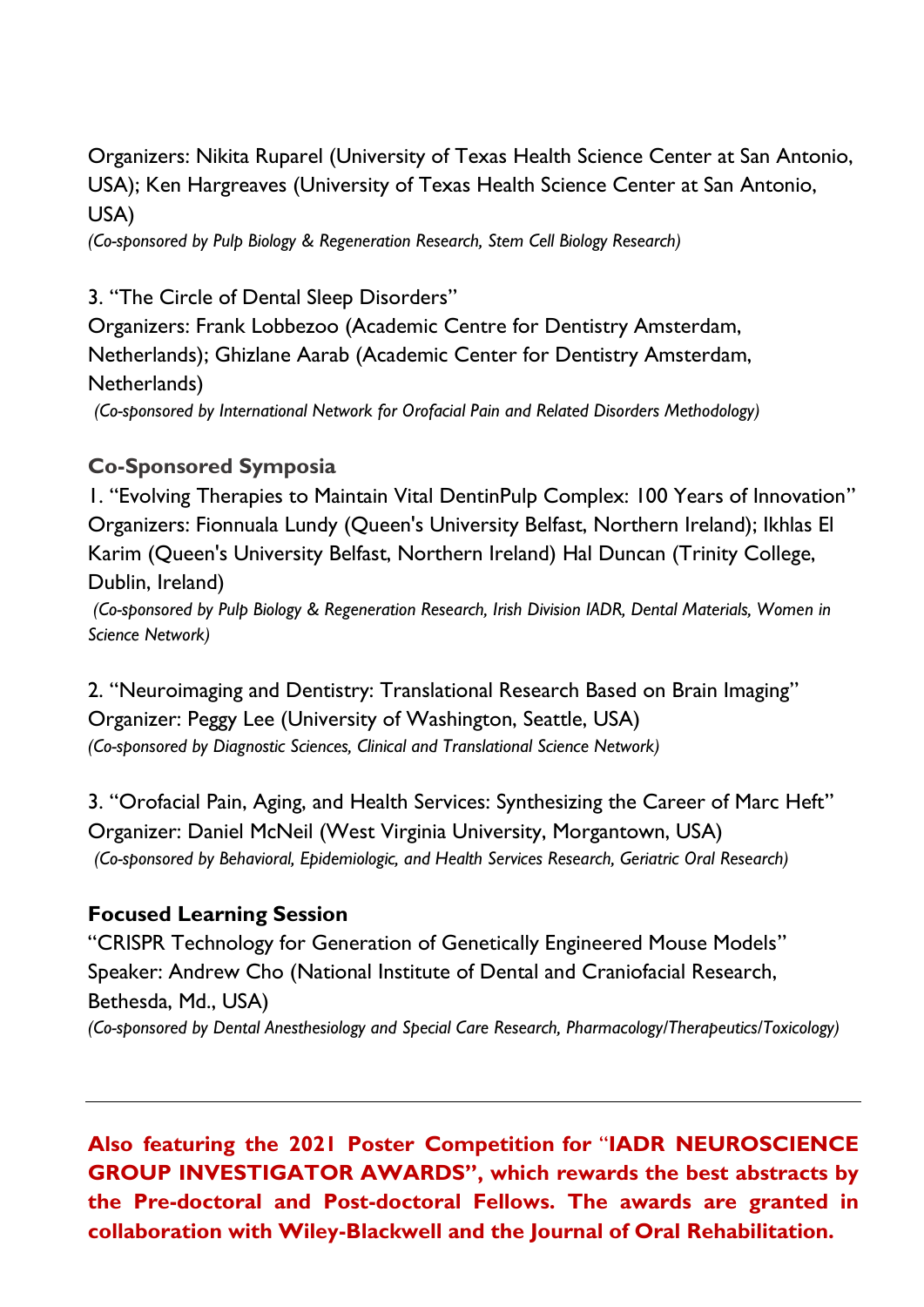Organizers: Nikita Ruparel (University of Texas Health Science Center at San Antonio, USA); Ken Hargreaves (University of Texas Health Science Center at San Antonio, USA)

*(Co-sponsored by Pulp Biology & Regeneration Research, Stem Cell Biology Research)*

3. "The Circle of Dental Sleep Disorders"
Organizers: Frank Lobbezoo (Academic Centre for Dentistry Amsterdam, Netherlands); Ghizlane Aarab (Academic Center for Dentistry Amsterdam, Netherlands)

*(Co-sponsored by International Network for Orofacial Pain and Related Disorders Methodology)*

### Co-Sponsored Symposia

1. "Evolving Therapies to Maintain Vital DentinPulp Complex: 100 Years of Innovation"
Organizers: Fionnuala Lundy (Queen's University Belfast, Northern Ireland); Ikhlas El Karim (Queen's University Belfast, Northern Ireland) Hal Duncan (Trinity College, Dublin, Ireland)

*(Co-sponsored by Pulp Biology & Regeneration Research, Irish Division IADR, Dental Materials, Women in Science Network)*

2. "Neuroimaging and Dentistry: Translational Research Based on Brain Imaging"
Organizer: Peggy Lee (University of Washington, Seattle, USA)
*(Co-sponsored by Diagnostic Sciences, Clinical and Translational Science Network)*

3. "Orofacial Pain, Aging, and Health Services: Synthesizing the Career of Marc Heft"
Organizer: Daniel McNeil (West Virginia University, Morgantown, USA)
*(Co-sponsored by Behavioral, Epidemiologic, and Health Services Research, Geriatric Oral Research)*

### Focused Learning Session

"CRISPR Technology for Generation of Genetically Engineered Mouse Models"
Speaker: Andrew Cho (National Institute of Dental and Craniofacial Research, Bethesda, Md., USA)
*(Co-sponsored by Dental Anesthesiology and Special Care Research, Pharmacology/Therapeutics/Toxicology)*

---

**Also featuring the 2021 Poster Competition for "IADR NEUROSCIENCE GROUP INVESTIGATOR AWARDS", which rewards the best abstracts by the Pre-doctoral and Post-doctoral Fellows. The awards are granted in collaboration with Wiley-Blackwell and the Journal of Oral Rehabilitation.**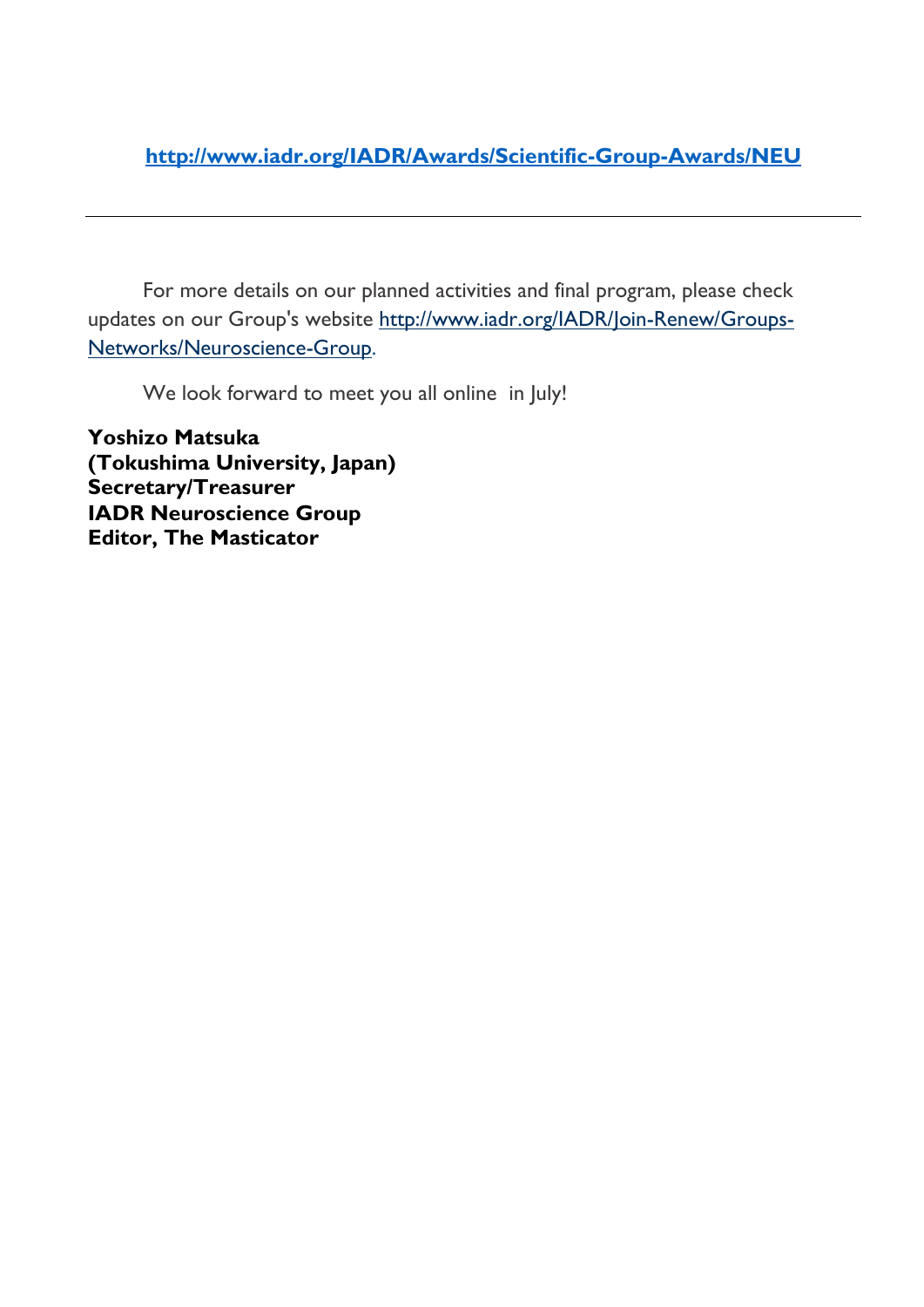**http://www.iadr.org/IADR/Awards/Scientific-Group-Awards/NEU**

---

For more details on our planned activities and final program, please check updates on our Group's website http://www.iadr.org/IADR/Join-Renew/Groups-Networks/Neuroscience-Group.

We look forward to meet you all online in July!

**Yoshizo Matsuka**
**(Tokushima University, Japan)**
**Secretary/Treasurer**
**IADR Neuroscience Group**
**Editor, The Masticator**